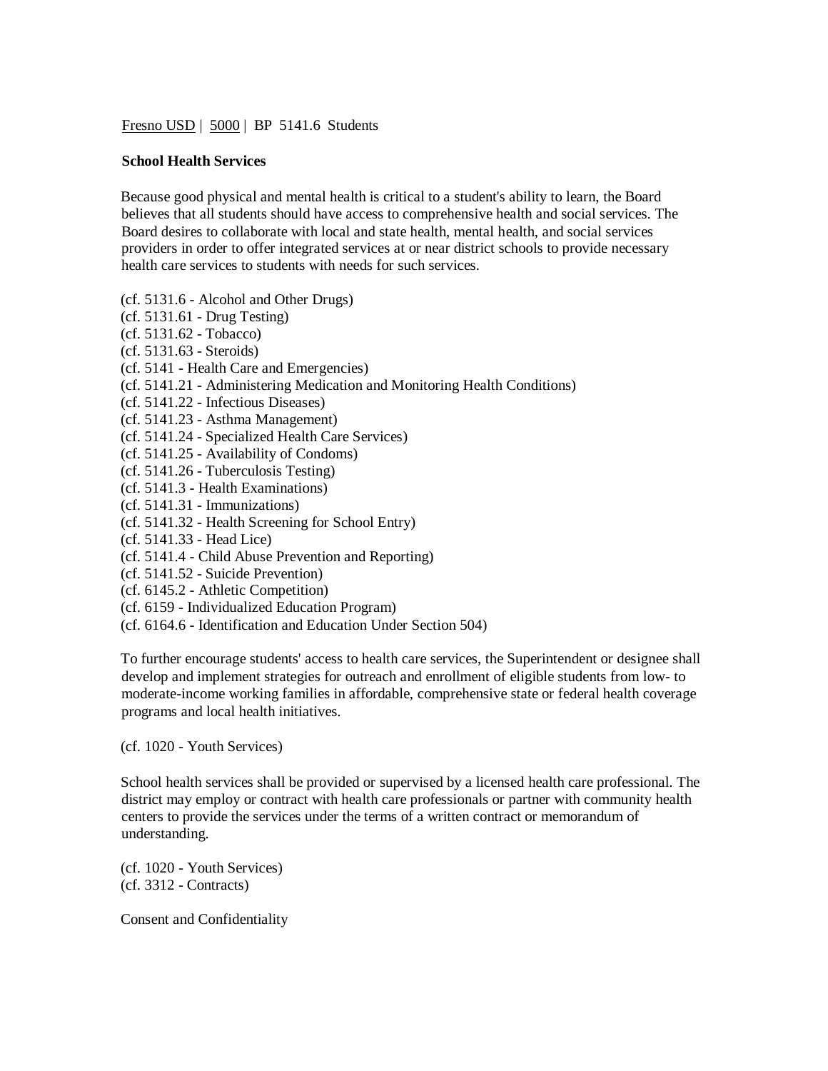Fresno USD | 5000 | BP 5141.6 Students

**School Health Services**

Because good physical and mental health is critical to a student's ability to learn, the Board believes that all students should have access to comprehensive health and social services. The Board desires to collaborate with local and state health, mental health, and social services providers in order to offer integrated services at or near district schools to provide necessary health care services to students with needs for such services.

(cf. 5131.6 - Alcohol and Other Drugs)
(cf. 5131.61 - Drug Testing)
(cf. 5131.62 - Tobacco)
(cf. 5131.63 - Steroids)
(cf. 5141 - Health Care and Emergencies)
(cf. 5141.21 - Administering Medication and Monitoring Health Conditions)
(cf. 5141.22 - Infectious Diseases)
(cf. 5141.23 - Asthma Management)
(cf. 5141.24 - Specialized Health Care Services)
(cf. 5141.25 - Availability of Condoms)
(cf. 5141.26 - Tuberculosis Testing)
(cf. 5141.3 - Health Examinations)
(cf. 5141.31 - Immunizations)
(cf. 5141.32 - Health Screening for School Entry)
(cf. 5141.33 - Head Lice)
(cf. 5141.4 - Child Abuse Prevention and Reporting)
(cf. 5141.52 - Suicide Prevention)
(cf. 6145.2 - Athletic Competition)
(cf. 6159 - Individualized Education Program)
(cf. 6164.6 - Identification and Education Under Section 504)

To further encourage students' access to health care services, the Superintendent or designee shall develop and implement strategies for outreach and enrollment of eligible students from low- to moderate-income working families in affordable, comprehensive state or federal health coverage programs and local health initiatives.

(cf. 1020 - Youth Services)

School health services shall be provided or supervised by a licensed health care professional. The district may employ or contract with health care professionals or partner with community health centers to provide the services under the terms of a written contract or memorandum of understanding.

(cf. 1020 - Youth Services)
(cf. 3312 - Contracts)

Consent and Confidentiality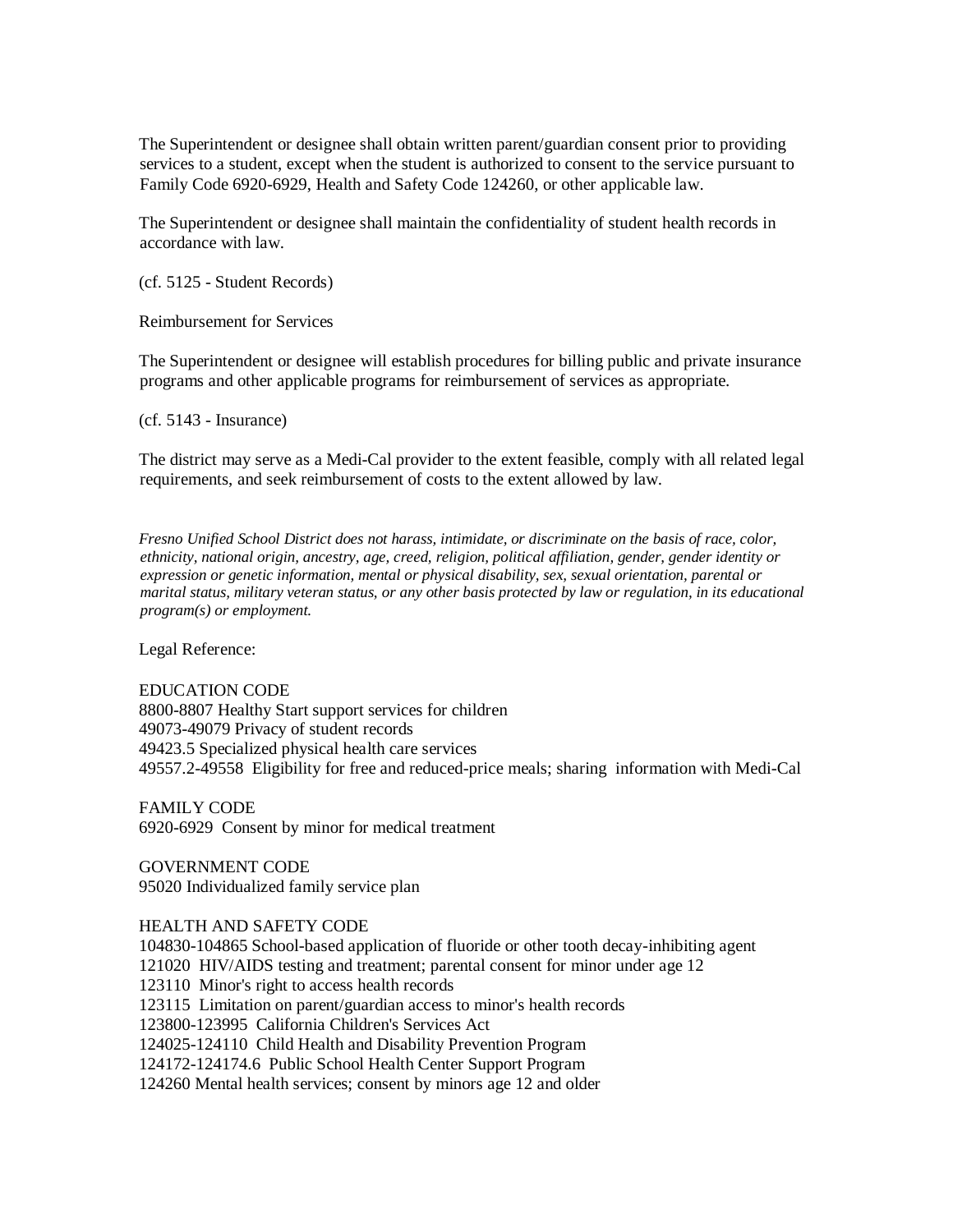The Superintendent or designee shall obtain written parent/guardian consent prior to providing services to a student, except when the student is authorized to consent to the service pursuant to Family Code 6920-6929, Health and Safety Code 124260, or other applicable law.

The Superintendent or designee shall maintain the confidentiality of student health records in accordance with law.

(cf. 5125 - Student Records)

Reimbursement for Services

The Superintendent or designee will establish procedures for billing public and private insurance programs and other applicable programs for reimbursement of services as appropriate.

(cf. 5143 - Insurance)

The district may serve as a Medi-Cal provider to the extent feasible, comply with all related legal requirements, and seek reimbursement of costs to the extent allowed by law.

*Fresno Unified School District does not harass, intimidate, or discriminate on the basis of race, color, ethnicity, national origin, ancestry, age, creed, religion, political affiliation, gender, gender identity or expression or genetic information, mental or physical disability, sex, sexual orientation, parental or marital status, military veteran status, or any other basis protected by law or regulation, in its educational program(s) or employment.*

Legal Reference:

EDUCATION CODE
8800-8807 Healthy Start support services for children
49073-49079 Privacy of student records
49423.5 Specialized physical health care services
49557.2-49558 Eligibility for free and reduced-price meals; sharing information with Medi-Cal

FAMILY CODE
6920-6929 Consent by minor for medical treatment

GOVERNMENT CODE
95020 Individualized family service plan

HEALTH AND SAFETY CODE
104830-104865 School-based application of fluoride or other tooth decay-inhibiting agent
121020 HIV/AIDS testing and treatment; parental consent for minor under age 12
123110 Minor's right to access health records
123115 Limitation on parent/guardian access to minor's health records
123800-123995 California Children's Services Act
124025-124110 Child Health and Disability Prevention Program
124172-124174.6 Public School Health Center Support Program
124260 Mental health services; consent by minors age 12 and older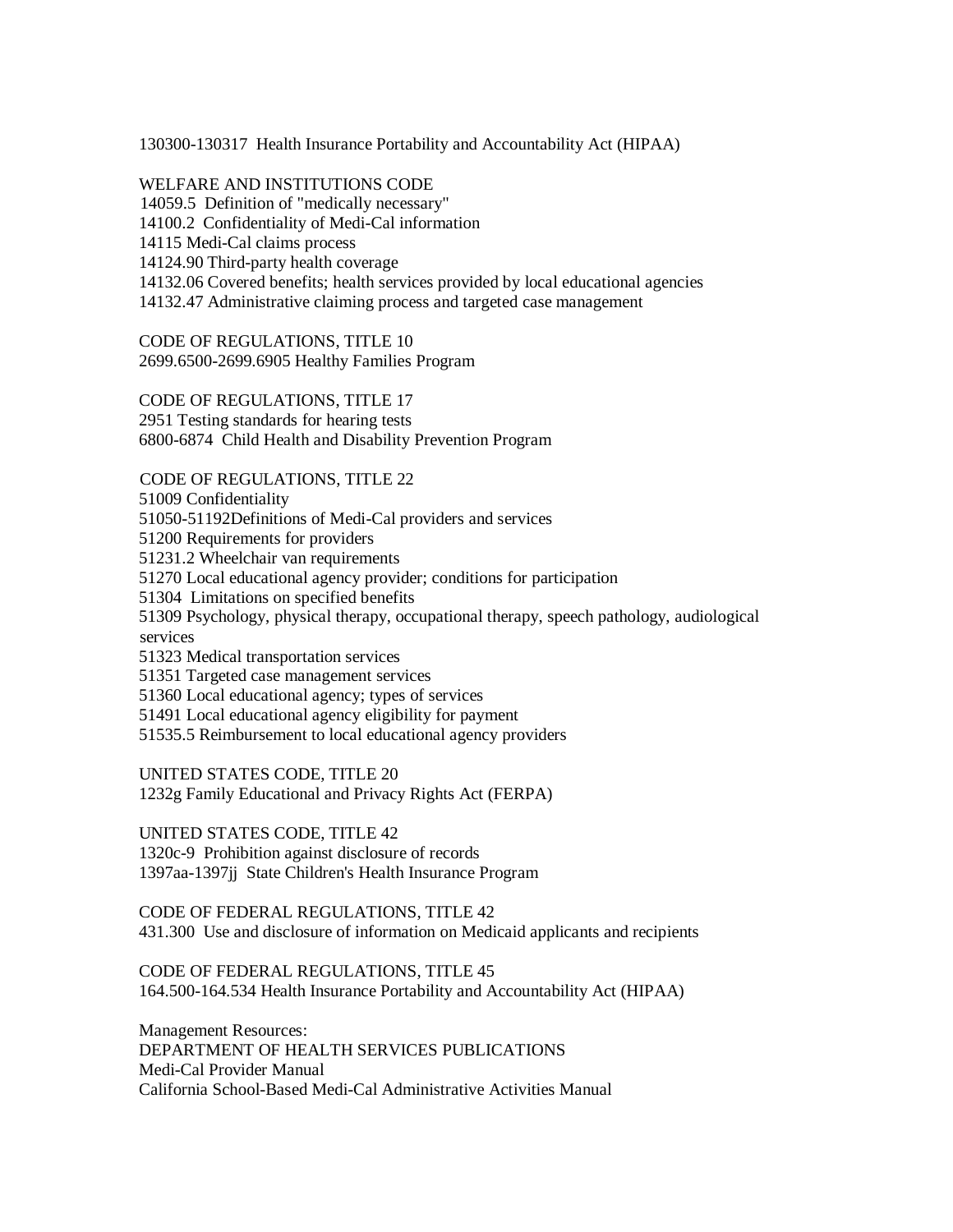130300-130317 Health Insurance Portability and Accountability Act (HIPAA)

WELFARE AND INSTITUTIONS CODE
14059.5 Definition of "medically necessary"
14100.2 Confidentiality of Medi-Cal information
14115 Medi-Cal claims process
14124.90 Third-party health coverage
14132.06 Covered benefits; health services provided by local educational agencies
14132.47 Administrative claiming process and targeted case management

CODE OF REGULATIONS, TITLE 10
2699.6500-2699.6905 Healthy Families Program

CODE OF REGULATIONS, TITLE 17
2951 Testing standards for hearing tests
6800-6874 Child Health and Disability Prevention Program

CODE OF REGULATIONS, TITLE 22
51009 Confidentiality
51050-51192Definitions of Medi-Cal providers and services
51200 Requirements for providers
51231.2 Wheelchair van requirements
51270 Local educational agency provider; conditions for participation
51304 Limitations on specified benefits
51309 Psychology, physical therapy, occupational therapy, speech pathology, audiological services
51323 Medical transportation services
51351 Targeted case management services
51360 Local educational agency; types of services
51491 Local educational agency eligibility for payment
51535.5 Reimbursement to local educational agency providers

UNITED STATES CODE, TITLE 20
1232g Family Educational and Privacy Rights Act (FERPA)

UNITED STATES CODE, TITLE 42
1320c-9 Prohibition against disclosure of records
1397aa-1397jj State Children's Health Insurance Program

CODE OF FEDERAL REGULATIONS, TITLE 42
431.300 Use and disclosure of information on Medicaid applicants and recipients

CODE OF FEDERAL REGULATIONS, TITLE 45
164.500-164.534 Health Insurance Portability and Accountability Act (HIPAA)

Management Resources:
DEPARTMENT OF HEALTH SERVICES PUBLICATIONS
Medi-Cal Provider Manual
California School-Based Medi-Cal Administrative Activities Manual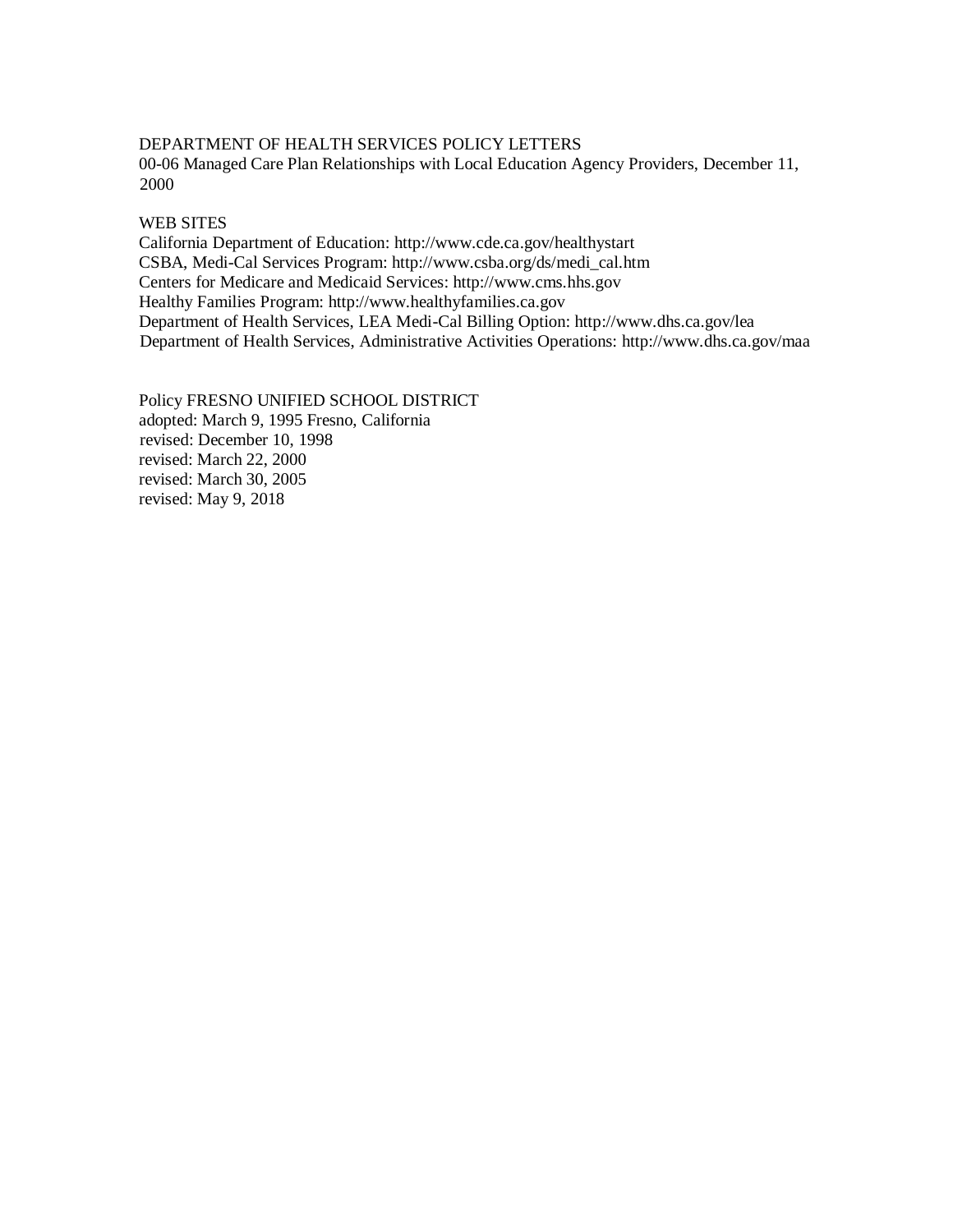DEPARTMENT OF HEALTH SERVICES POLICY LETTERS

00-06 Managed Care Plan Relationships with Local Education Agency Providers, December 11, 2000

WEB SITES

California Department of Education: http://www.cde.ca.gov/healthystart
CSBA, Medi-Cal Services Program: http://www.csba.org/ds/medi_cal.htm
Centers for Medicare and Medicaid Services: http://www.cms.hhs.gov
Healthy Families Program: http://www.healthyfamilies.ca.gov
Department of Health Services, LEA Medi-Cal Billing Option: http://www.dhs.ca.gov/lea
Department of Health Services, Administrative Activities Operations: http://www.dhs.ca.gov/maa

Policy FRESNO UNIFIED SCHOOL DISTRICT
adopted: March 9, 1995 Fresno, California
revised: December 10, 1998
revised: March 22, 2000
revised: March 30, 2005
revised: May 9, 2018